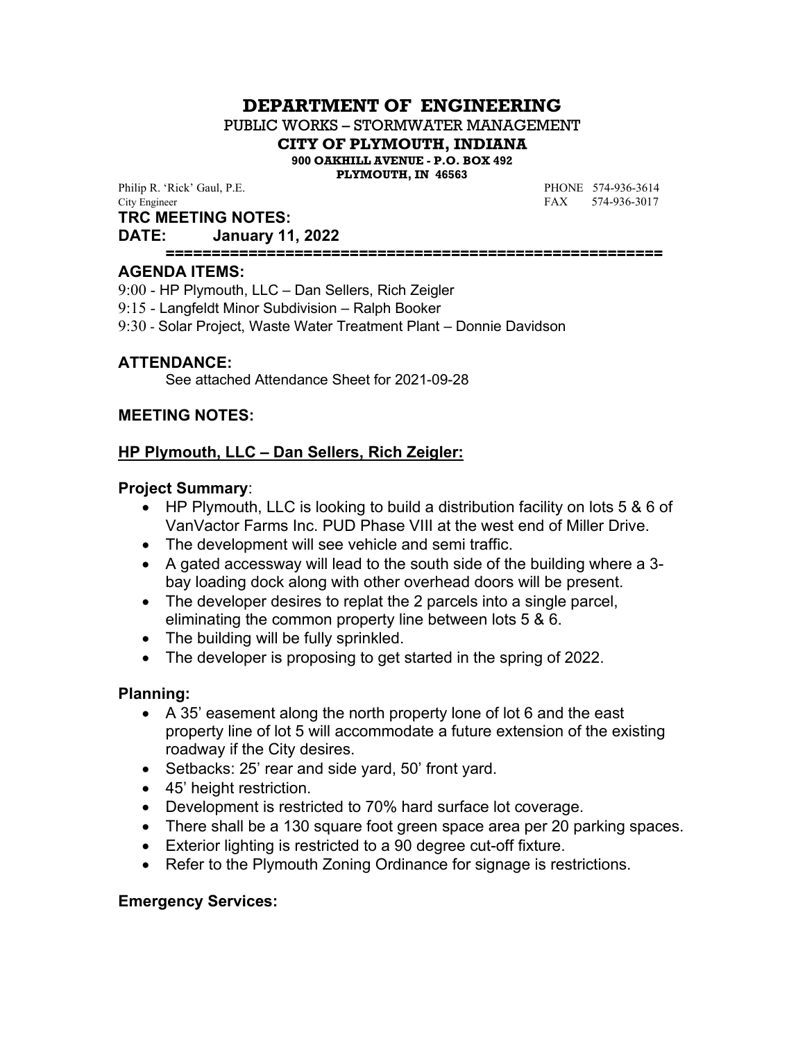# DEPARTMENT OF ENGINEERING

PUBLIC WORKS – STORMWATER MANAGEMENT

**CITY OF PLYMOUTH, INDIANA**

**900 OAKHILL AVENUE - P.O. BOX 492**

**PLYMOUTH, IN 46563**

Philip R. 'Rick' Gaul, P.E. PHONE 574-936-3614
City Engineer FAX 574-936-3017

**TRC MEETING NOTES:**

**DATE: January 11, 2022**

**=====================================================**

## AGENDA ITEMS:

9:00 - HP Plymouth, LLC – Dan Sellers, Rich Zeigler

9:15 - Langfeldt Minor Subdivision – Ralph Booker

9:30 - Solar Project, Waste Water Treatment Plant – Donnie Davidson

## ATTENDANCE:

See attached Attendance Sheet for 2021-09-28

## MEETING NOTES:

### HP Plymouth, LLC – Dan Sellers, Rich Zeigler:

**Project Summary**:

- HP Plymouth, LLC is looking to build a distribution facility on lots 5 & 6 of VanVactor Farms Inc. PUD Phase VIII at the west end of Miller Drive.
- The development will see vehicle and semi traffic.
- A gated accessway will lead to the south side of the building where a 3-bay loading dock along with other overhead doors will be present.
- The developer desires to replat the 2 parcels into a single parcel, eliminating the common property line between lots 5 & 6.
- The building will be fully sprinkled.
- The developer is proposing to get started in the spring of 2022.

**Planning:**

- A 35' easement along the north property lone of lot 6 and the east property line of lot 5 will accommodate a future extension of the existing roadway if the City desires.
- Setbacks: 25' rear and side yard, 50' front yard.
- 45' height restriction.
- Development is restricted to 70% hard surface lot coverage.
- There shall be a 130 square foot green space area per 20 parking spaces.
- Exterior lighting is restricted to a 90 degree cut-off fixture.
- Refer to the Plymouth Zoning Ordinance for signage is restrictions.

**Emergency Services:**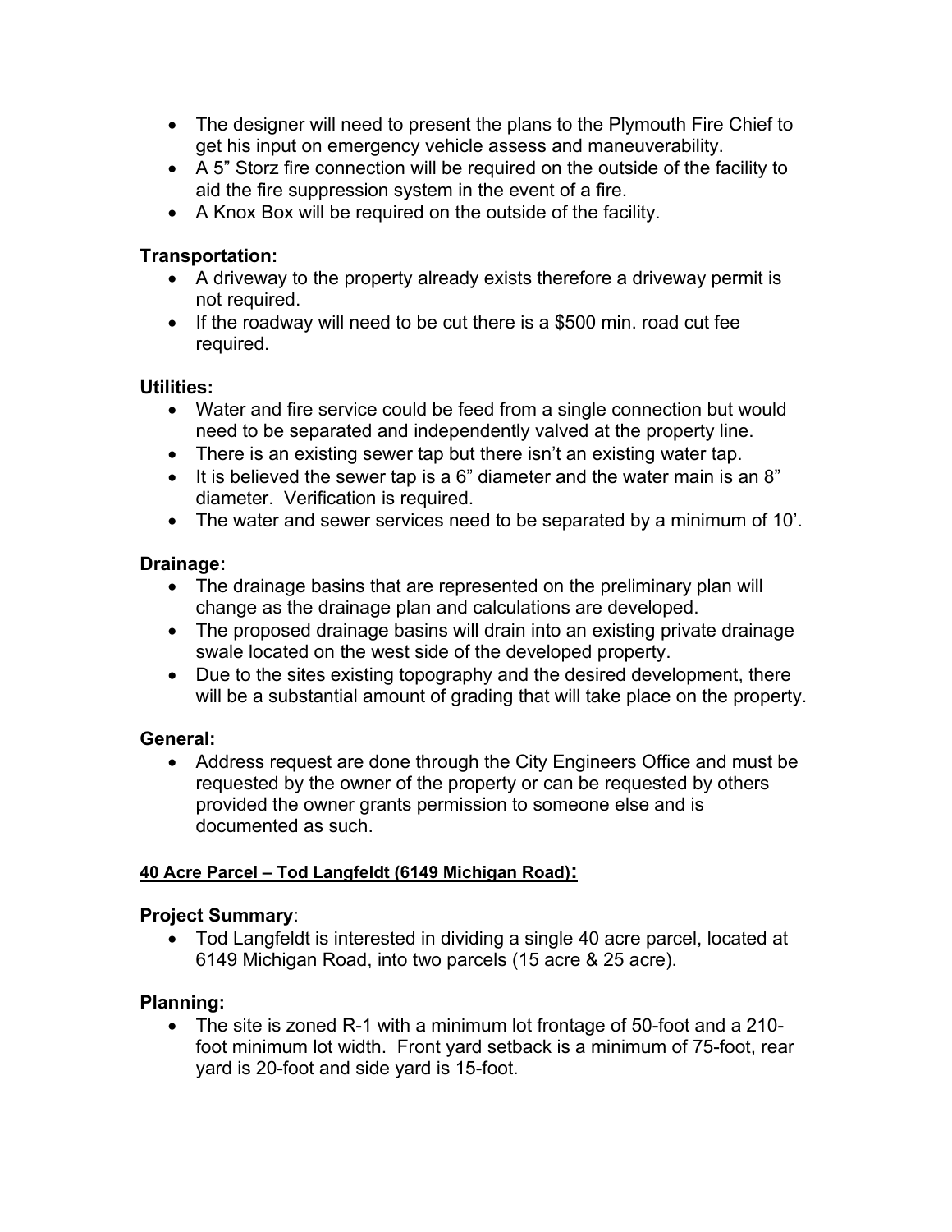- The designer will need to present the plans to the Plymouth Fire Chief to get his input on emergency vehicle assess and maneuverability.
- A 5" Storz fire connection will be required on the outside of the facility to aid the fire suppression system in the event of a fire.
- A Knox Box will be required on the outside of the facility.

**Transportation:**

- A driveway to the property already exists therefore a driveway permit is not required.
- If the roadway will need to be cut there is a $500 min. road cut fee required.

**Utilities:**

- Water and fire service could be feed from a single connection but would need to be separated and independently valved at the property line.
- There is an existing sewer tap but there isn't an existing water tap.
- It is believed the sewer tap is a 6" diameter and the water main is an 8" diameter. Verification is required.
- The water and sewer services need to be separated by a minimum of 10'.

**Drainage:**

- The drainage basins that are represented on the preliminary plan will change as the drainage plan and calculations are developed.
- The proposed drainage basins will drain into an existing private drainage swale located on the west side of the developed property.
- Due to the sites existing topography and the desired development, there will be a substantial amount of grading that will take place on the property.

**General:**

- Address request are done through the City Engineers Office and must be requested by the owner of the property or can be requested by others provided the owner grants permission to someone else and is documented as such.

**<u>40 Acre Parcel – Tod Langfeldt (6149 Michigan Road):</u>**

**Project Summary**:

- Tod Langfeldt is interested in dividing a single 40 acre parcel, located at 6149 Michigan Road, into two parcels (15 acre & 25 acre).

**Planning:**

- The site is zoned R-1 with a minimum lot frontage of 50-foot and a 210-foot minimum lot width. Front yard setback is a minimum of 75-foot, rear yard is 20-foot and side yard is 15-foot.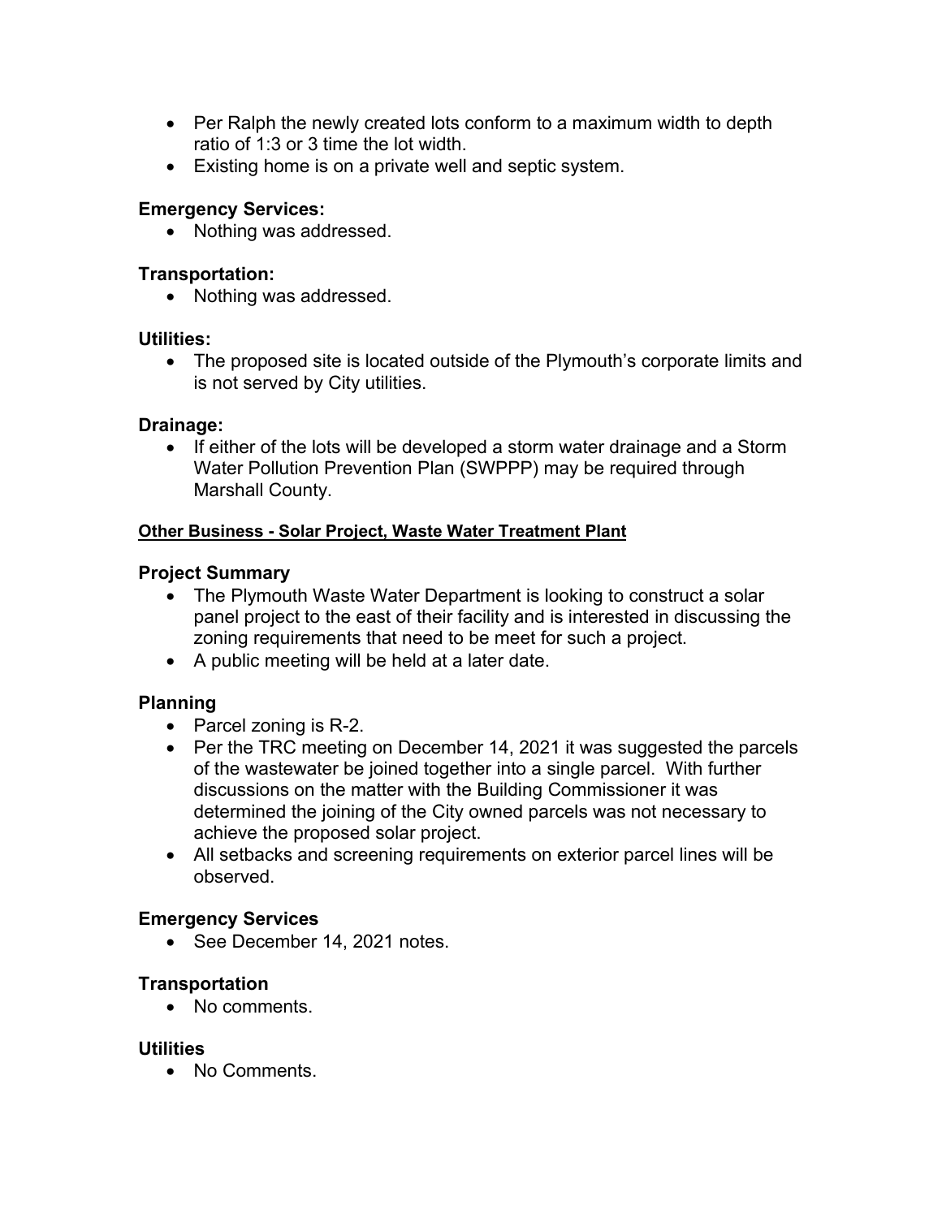- Per Ralph the newly created lots conform to a maximum width to depth ratio of 1:3 or 3 time the lot width.
- Existing home is on a private well and septic system.

### Emergency Services:

- Nothing was addressed.

### Transportation:

- Nothing was addressed.

### Utilities:

- The proposed site is located outside of the Plymouth's corporate limits and is not served by City utilities.

### Drainage:

- If either of the lots will be developed a storm water drainage and a Storm Water Pollution Prevention Plan (SWPPP) may be required through Marshall County.

## Other Business - Solar Project, Waste Water Treatment Plant

### Project Summary

- The Plymouth Waste Water Department is looking to construct a solar panel project to the east of their facility and is interested in discussing the zoning requirements that need to be meet for such a project.
- A public meeting will be held at a later date.

### Planning

- Parcel zoning is R-2.
- Per the TRC meeting on December 14, 2021 it was suggested the parcels of the wastewater be joined together into a single parcel. With further discussions on the matter with the Building Commissioner it was determined the joining of the City owned parcels was not necessary to achieve the proposed solar project.
- All setbacks and screening requirements on exterior parcel lines will be observed.

### Emergency Services

- See December 14, 2021 notes.

### Transportation

- No comments.

### Utilities

- No Comments.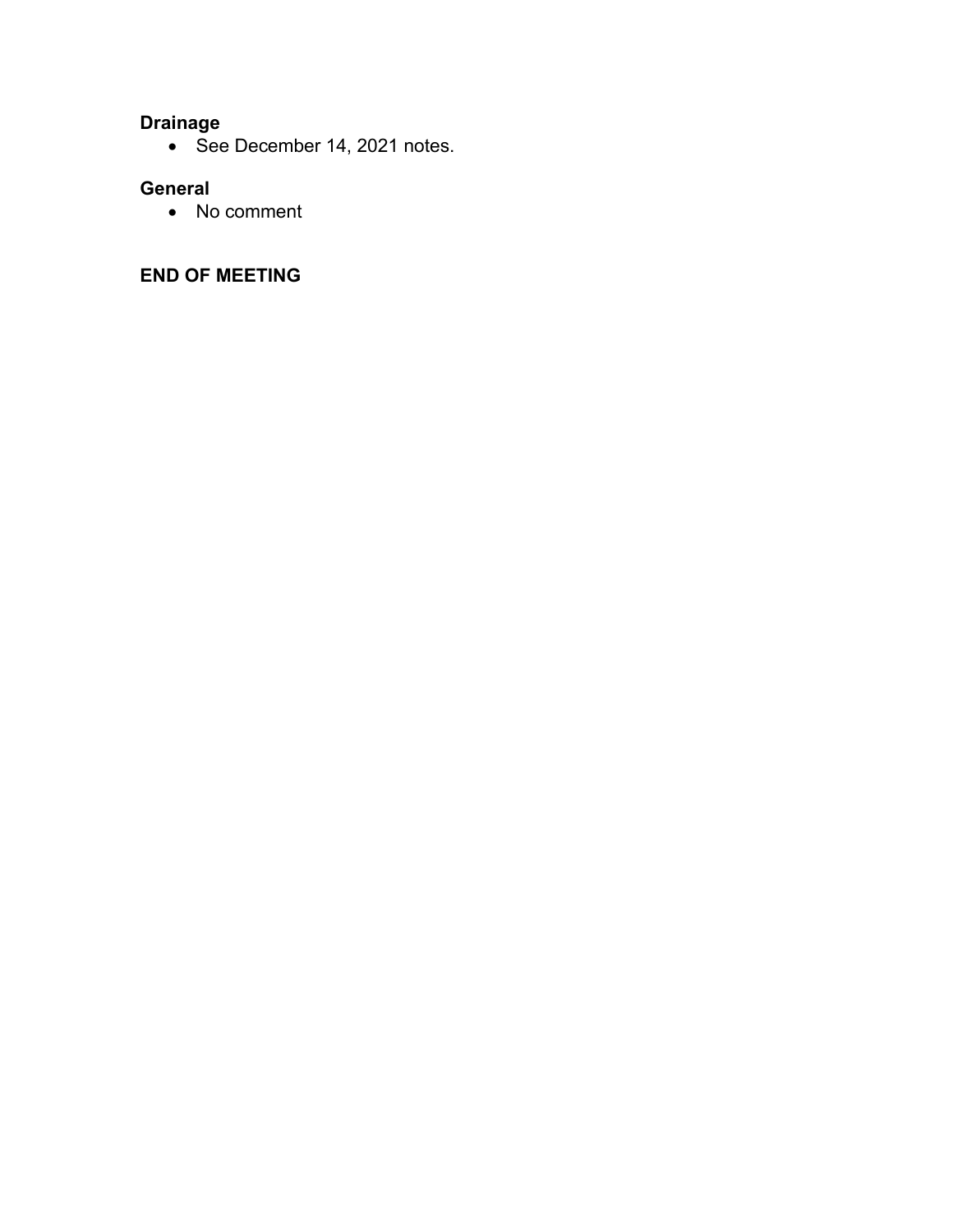**Drainage**

- See December 14, 2021 notes.

**General**

- No comment

**END OF MEETING**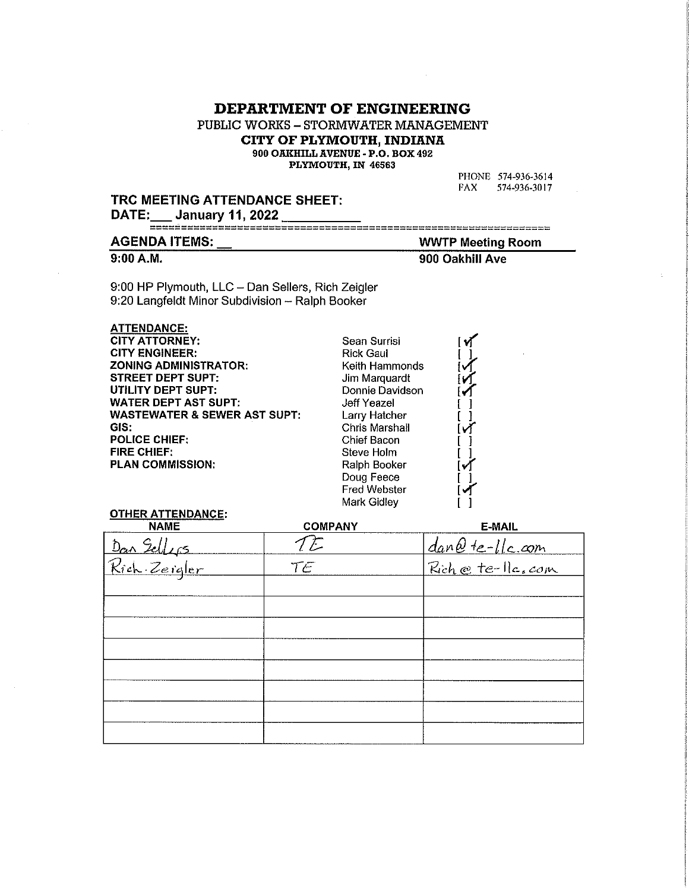# DEPARTMENT OF ENGINEERING

PUBLIC WORKS – STORMWATER MANAGEMENT

**CITY OF PLYMOUTH, INDIANA**

**900 OAKHILL AVENUE - P.O. BOX 492**

**PLYMOUTH, IN 46563**

PHONE 574-936-3614
FAX 574-936-3017

**TRC MEETING ATTENDANCE SHEET:**

**DATE: January 11, 2022**

| | |
|---|---|
| **AGENDA ITEMS:** | **WWTP Meeting Room** |
| **9:00 A.M.** | **900 Oakhill Ave** |

9:00 HP Plymouth, LLC – Dan Sellers, Rich Zeigler
9:20 Langfeldt Minor Subdivision – Ralph Booker

**ATTENDANCE:**

| | | |
|---|---|---|
| **CITY ATTORNEY:** | Sean Surrisi | [✓] |
| **CITY ENGINEER:** | Rick Gaul | [ ] |
| **ZONING ADMINISTRATOR:** | Keith Hammonds | [✓] |
| **STREET DEPT SUPT:** | Jim Marquardt | [✓] |
| **UTILITY DEPT SUPT:** | Donnie Davidson | [✓] |
| **WATER DEPT AST SUPT:** | Jeff Yeazel | [ ] |
| **WASTEWATER & SEWER AST SUPT:** | Larry Hatcher | [ ] |
| **GIS:** | Chris Marshall | [✓] |
| **POLICE CHIEF:** | Chief Bacon | [ ] |
| **FIRE CHIEF:** | Steve Holm | [ ] |
| **PLAN COMMISSION:** | Ralph Booker | [✓] |
| | Doug Feece | [ ] |
| | Fred Webster | [✓] |
| | Mark Gidley | [ ] |

**OTHER ATTENDANCE:**

| NAME | COMPANY | E-MAIL |
|---|---|---|
| Dan Sellers | TE | dan@te-llc.com |
| Rich. Zeigler | TE | Rich@te-llc.com |
| | | |
| | | |
| | | |
| | | |
| | | |
| | | |
| | | |
| | | |